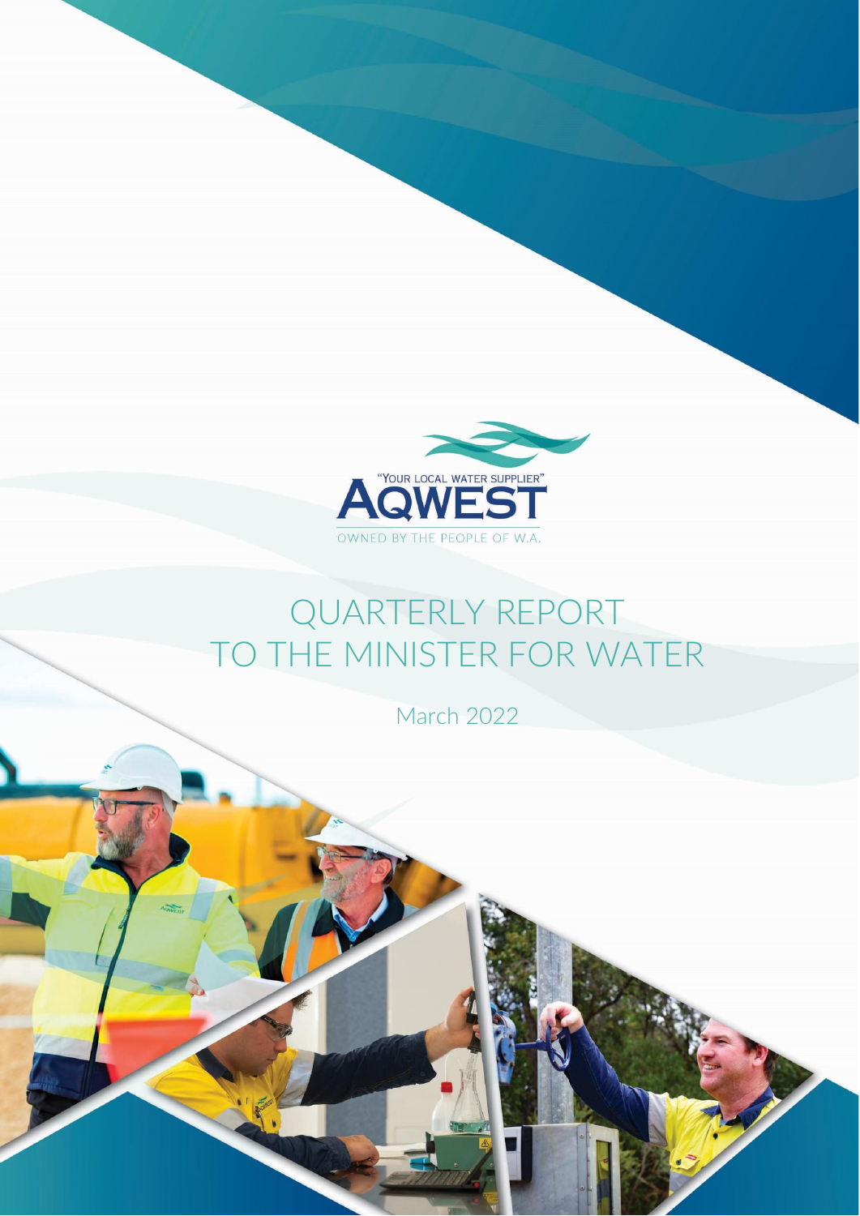"YOUR LOCAL WATER SUPPLIER"

AQWEST

OWNED BY THE PEOPLE OF W.A.

# QUARTERLY REPORT TO THE MINISTER FOR WATER

March 2022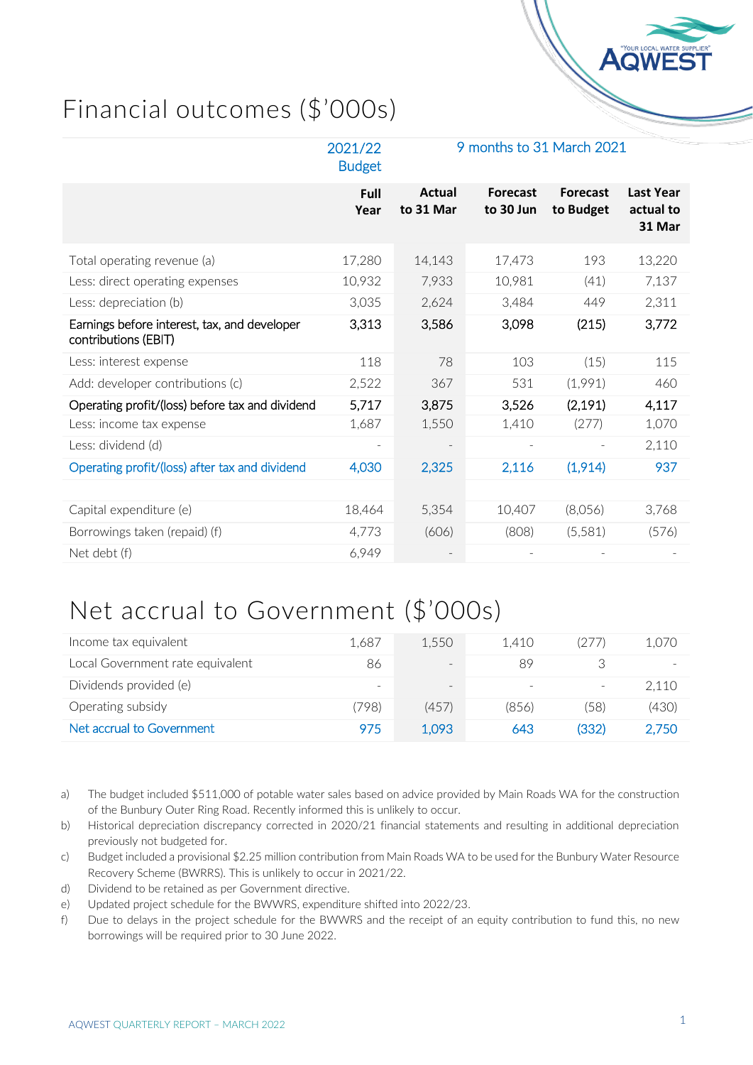# Financial outcomes ($'000s)

| | 2021/22 Budget | 9 months to 31 March 2021 | | | |
|---|---|---|---|---|---|
| | **Full Year** | **Actual to 31 Mar** | **Forecast to 30 Jun** | **Forecast to Budget** | **Last Year actual to 31 Mar** |
| Total operating revenue (a) | 17,280 | 14,143 | 17,473 | 193 | 13,220 |
| Less: direct operating expenses | 10,932 | 7,933 | 10,981 | (41) | 7,137 |
| Less: depreciation (b) | 3,035 | 2,624 | 3,484 | 449 | 2,311 |
| Earnings before interest, tax, and developer contributions (EBIT) | 3,313 | 3,586 | 3,098 | (215) | 3,772 |
| Less: interest expense | 118 | 78 | 103 | (15) | 115 |
| Add: developer contributions (c) | 2,522 | 367 | 531 | (1,991) | 460 |
| Operating profit/(loss) before tax and dividend | 5,717 | 3,875 | 3,526 | (2,191) | 4,117 |
| Less: income tax expense | 1,687 | 1,550 | 1,410 | (277) | 1,070 |
| Less: dividend (d) | - | - | - | - | 2,110 |
| Operating profit/(loss) after tax and dividend | 4,030 | 2,325 | 2,116 | (1,914) | 937 |
| | | | | | |
| Capital expenditure (e) | 18,464 | 5,354 | 10,407 | (8,056) | 3,768 |
| Borrowings taken (repaid) (f) | 4,773 | (606) | (808) | (5,581) | (576) |
| Net debt (f) | 6,949 | - | - | - | - |

# Net accrual to Government ($'000s)

| | | | | | |
|---|---|---|---|---|---|
| Income tax equivalent | 1,687 | 1,550 | 1,410 | (277) | 1,070 |
| Local Government rate equivalent | 86 | - | 89 | 3 | - |
| Dividends provided (e) | - | - | - | - | 2,110 |
| Operating subsidy | (798) | (457) | (856) | (58) | (430) |
| Net accrual to Government | 975 | 1,093 | 643 | (332) | 2,750 |

a) The budget included $511,000 of potable water sales based on advice provided by Main Roads WA for the construction of the Bunbury Outer Ring Road. Recently informed this is unlikely to occur.

b) Historical depreciation discrepancy corrected in 2020/21 financial statements and resulting in additional depreciation previously not budgeted for.

c) Budget included a provisional $2.25 million contribution from Main Roads WA to be used for the Bunbury Water Resource Recovery Scheme (BWRRS). This is unlikely to occur in 2021/22.

d) Dividend to be retained as per Government directive.

e) Updated project schedule for the BWWRS, expenditure shifted into 2022/23.

f) Due to delays in the project schedule for the BWWRS and the receipt of an equity contribution to fund this, no new borrowings will be required prior to 30 June 2022.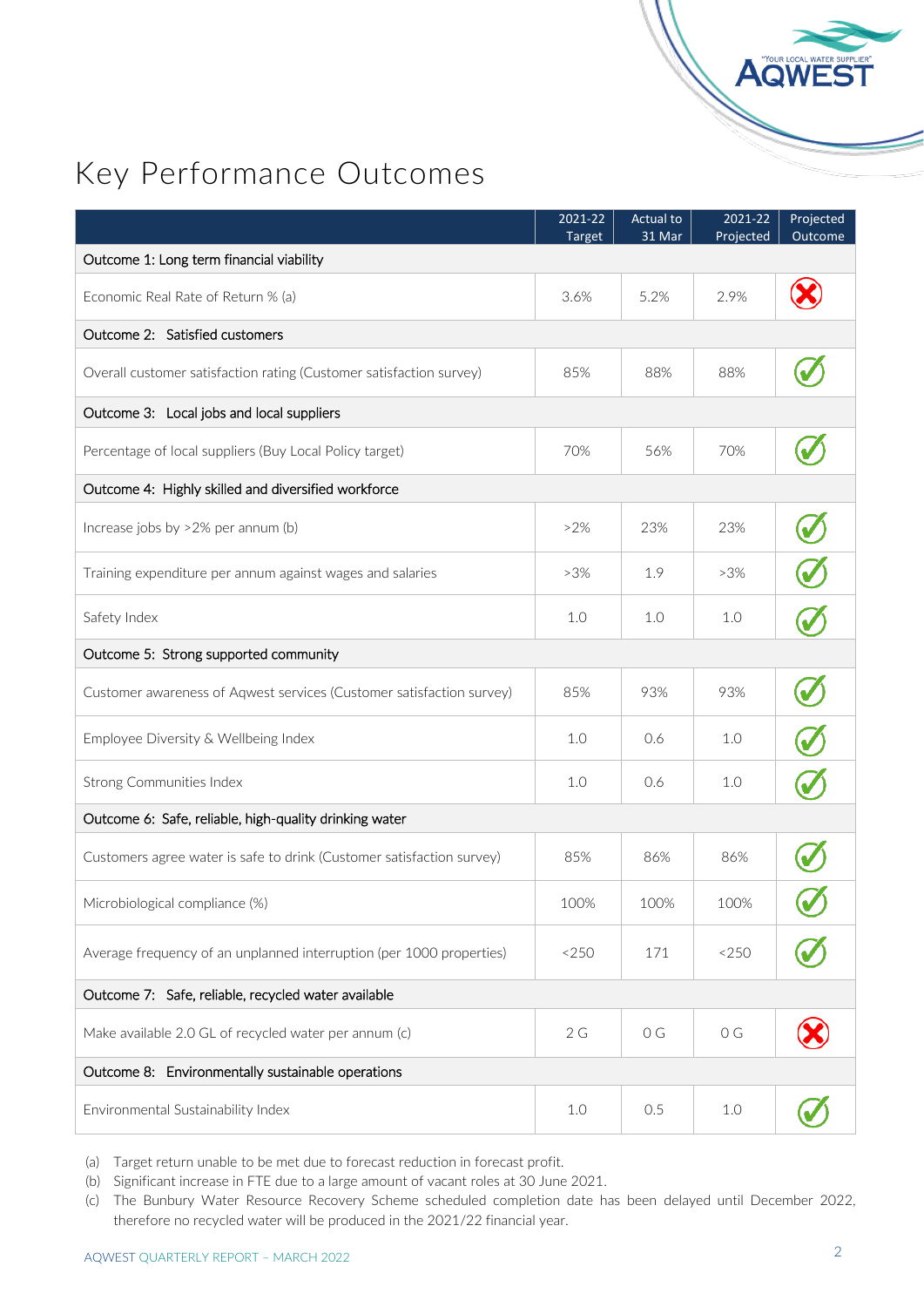# Key Performance Outcomes

| | 2021-22 Target | Actual to 31 Mar | 2021-22 Projected | Projected Outcome |
|---|---|---|---|---|
| Outcome 1: Long term financial viability | | | | |
| Economic Real Rate of Return % (a) | 3.6% | 5.2% | 2.9% | ✗ |
| Outcome 2: Satisfied customers | | | | |
| Overall customer satisfaction rating (Customer satisfaction survey) | 85% | 88% | 88% | ✓ |
| Outcome 3: Local jobs and local suppliers | | | | |
| Percentage of local suppliers (Buy Local Policy target) | 70% | 56% | 70% | ✓ |
| Outcome 4: Highly skilled and diversified workforce | | | | |
| Increase jobs by >2% per annum (b) | >2% | 23% | 23% | ✓ |
| Training expenditure per annum against wages and salaries | >3% | 1.9 | >3% | ✓ |
| Safety Index | 1.0 | 1.0 | 1.0 | ✓ |
| Outcome 5: Strong supported community | | | | |
| Customer awareness of Aqwest services (Customer satisfaction survey) | 85% | 93% | 93% | ✓ |
| Employee Diversity & Wellbeing Index | 1.0 | 0.6 | 1.0 | ✓ |
| Strong Communities Index | 1.0 | 0.6 | 1.0 | ✓ |
| Outcome 6: Safe, reliable, high-quality drinking water | | | | |
| Customers agree water is safe to drink (Customer satisfaction survey) | 85% | 86% | 86% | ✓ |
| Microbiological compliance (%) | 100% | 100% | 100% | ✓ |
| Average frequency of an unplanned interruption (per 1000 properties) | <250 | 171 | <250 | ✓ |
| Outcome 7: Safe, reliable, recycled water available | | | | |
| Make available 2.0 GL of recycled water per annum (c) | 2 G | 0 G | 0 G | ✗ |
| Outcome 8: Environmentally sustainable operations | | | | |
| Environmental Sustainability Index | 1.0 | 0.5 | 1.0 | ✓ |

(a) Target return unable to be met due to forecast reduction in forecast profit.
(b) Significant increase in FTE due to a large amount of vacant roles at 30 June 2021.
(c) The Bunbury Water Resource Recovery Scheme scheduled completion date has been delayed until December 2022, therefore no recycled water will be produced in the 2021/22 financial year.